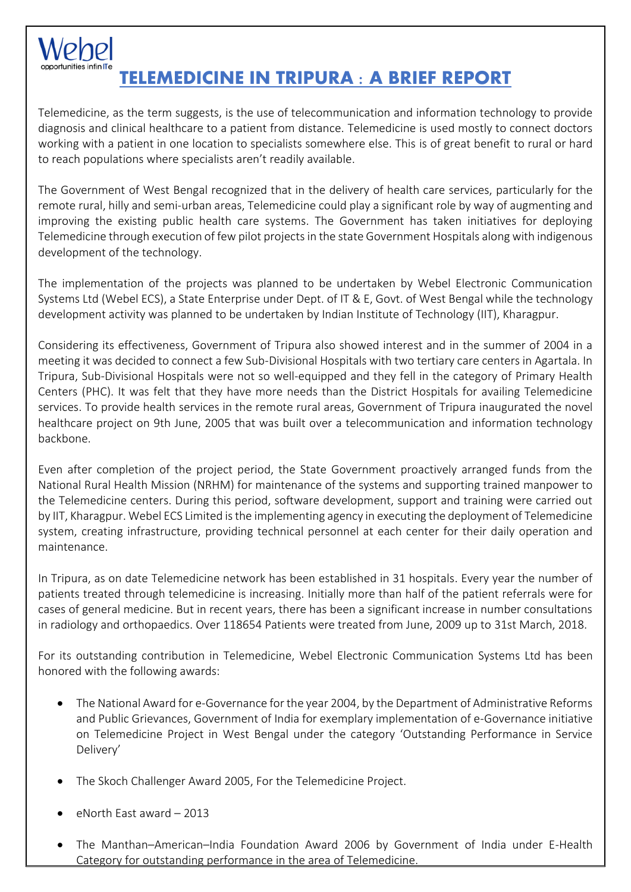Webel
opportunities infinITe

# TELEMEDICINE IN TRIPURA : A BRIEF REPORT

Telemedicine, as the term suggests, is the use of telecommunication and information technology to provide diagnosis and clinical healthcare to a patient from distance. Telemedicine is used mostly to connect doctors working with a patient in one location to specialists somewhere else. This is of great benefit to rural or hard to reach populations where specialists aren't readily available.

The Government of West Bengal recognized that in the delivery of health care services, particularly for the remote rural, hilly and semi-urban areas, Telemedicine could play a significant role by way of augmenting and improving the existing public health care systems. The Government has taken initiatives for deploying Telemedicine through execution of few pilot projects in the state Government Hospitals along with indigenous development of the technology.

The implementation of the projects was planned to be undertaken by Webel Electronic Communication Systems Ltd (Webel ECS), a State Enterprise under Dept. of IT & E, Govt. of West Bengal while the technology development activity was planned to be undertaken by Indian Institute of Technology (IIT), Kharagpur.

Considering its effectiveness, Government of Tripura also showed interest and in the summer of 2004 in a meeting it was decided to connect a few Sub-Divisional Hospitals with two tertiary care centers in Agartala. In Tripura, Sub-Divisional Hospitals were not so well-equipped and they fell in the category of Primary Health Centers (PHC). It was felt that they have more needs than the District Hospitals for availing Telemedicine services. To provide health services in the remote rural areas, Government of Tripura inaugurated the novel healthcare project on 9th June, 2005 that was built over a telecommunication and information technology backbone.

Even after completion of the project period, the State Government proactively arranged funds from the National Rural Health Mission (NRHM) for maintenance of the systems and supporting trained manpower to the Telemedicine centers. During this period, software development, support and training were carried out by IIT, Kharagpur. Webel ECS Limited is the implementing agency in executing the deployment of Telemedicine system, creating infrastructure, providing technical personnel at each center for their daily operation and maintenance.

In Tripura, as on date Telemedicine network has been established in 31 hospitals. Every year the number of patients treated through telemedicine is increasing. Initially more than half of the patient referrals were for cases of general medicine. But in recent years, there has been a significant increase in number consultations in radiology and orthopaedics. Over 118654 Patients were treated from June, 2009 up to 31st March, 2018.

For its outstanding contribution in Telemedicine, Webel Electronic Communication Systems Ltd has been honored with the following awards:

- The National Award for e-Governance for the year 2004, by the Department of Administrative Reforms and Public Grievances, Government of India for exemplary implementation of e-Governance initiative on Telemedicine Project in West Bengal under the category 'Outstanding Performance in Service Delivery'
- The Skoch Challenger Award 2005, For the Telemedicine Project.
- eNorth East award – 2013
- The Manthan–American–India Foundation Award 2006 by Government of India under E-Health Category for outstanding performance in the area of Telemedicine.